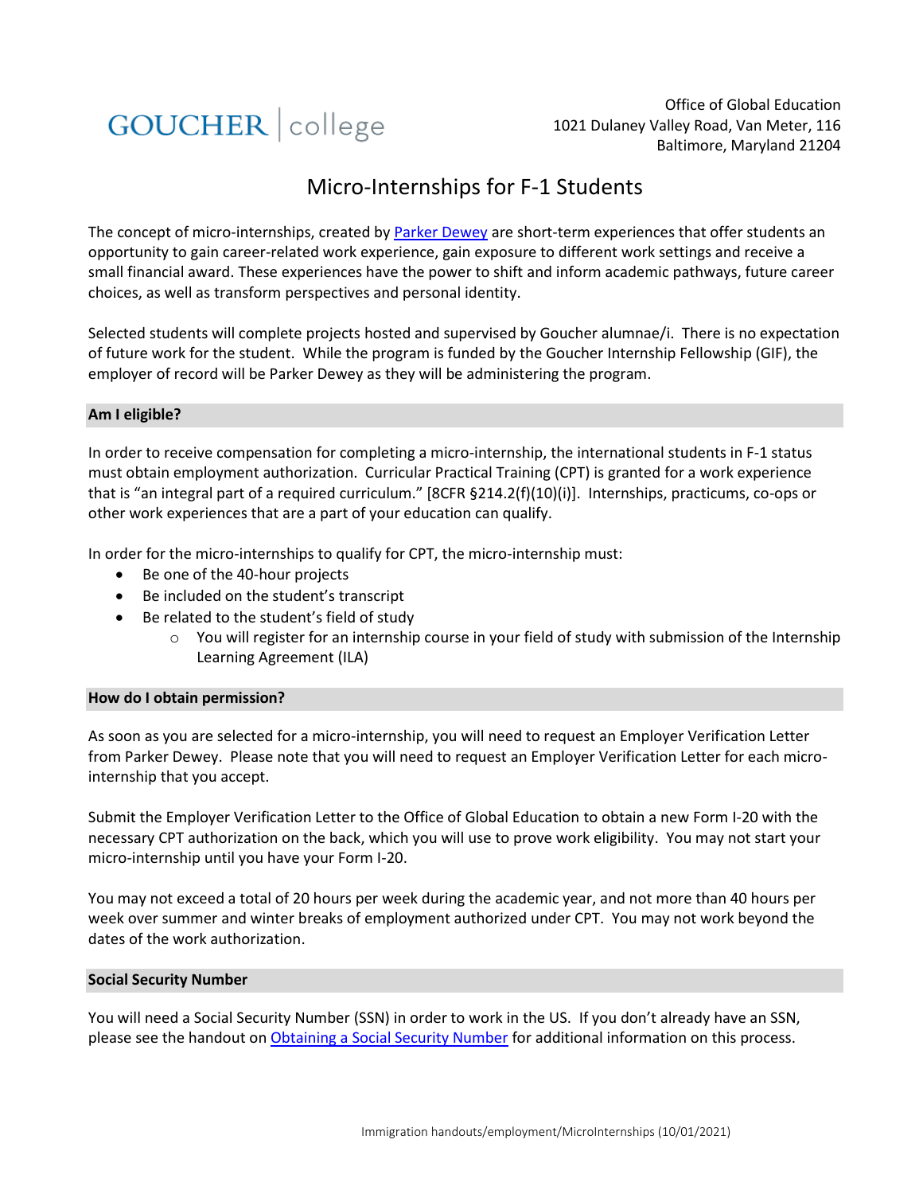GOUCHER | college

Office of Global Education
1021 Dulaney Valley Road, Van Meter, 116
Baltimore, Maryland 21204

# Micro-Internships for F-1 Students

The concept of micro-internships, created by [Parker Dewey](Parker Dewey) are short-term experiences that offer students an opportunity to gain career-related work experience, gain exposure to different work settings and receive a small financial award. These experiences have the power to shift and inform academic pathways, future career choices, as well as transform perspectives and personal identity.

Selected students will complete projects hosted and supervised by Goucher alumnae/i. There is no expectation of future work for the student. While the program is funded by the Goucher Internship Fellowship (GIF), the employer of record will be Parker Dewey as they will be administering the program.

## Am I eligible?

In order to receive compensation for completing a micro-internship, the international students in F-1 status must obtain employment authorization. Curricular Practical Training (CPT) is granted for a work experience that is "an integral part of a required curriculum." [8CFR §214.2(f)(10)(i)]. Internships, practicums, co-ops or other work experiences that are a part of your education can qualify.

In order for the micro-internships to qualify for CPT, the micro-internship must:

- Be one of the 40-hour projects
- Be included on the student's transcript
- Be related to the student's field of study
  - You will register for an internship course in your field of study with submission of the Internship Learning Agreement (ILA)

## How do I obtain permission?

As soon as you are selected for a micro-internship, you will need to request an Employer Verification Letter from Parker Dewey. Please note that you will need to request an Employer Verification Letter for each micro-internship that you accept.

Submit the Employer Verification Letter to the Office of Global Education to obtain a new Form I-20 with the necessary CPT authorization on the back, which you will use to prove work eligibility. You may not start your micro-internship until you have your Form I-20.

You may not exceed a total of 20 hours per week during the academic year, and not more than 40 hours per week over summer and winter breaks of employment authorized under CPT. You may not work beyond the dates of the work authorization.

## Social Security Number

You will need a Social Security Number (SSN) in order to work in the US. If you don't already have an SSN, please see the handout on Obtaining a Social Security Number for additional information on this process.

Immigration handouts/employment/MicroInternships (10/01/2021)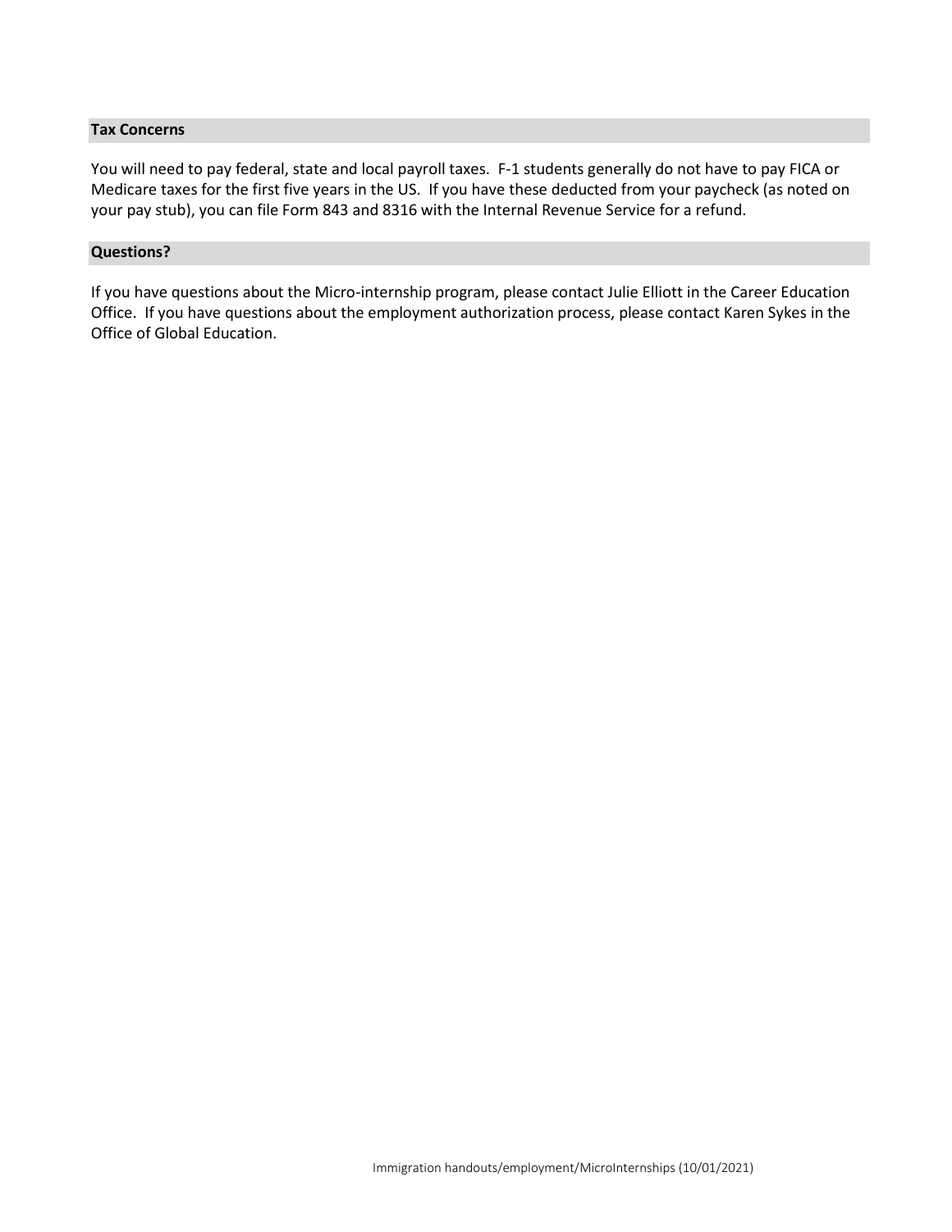## Tax Concerns

You will need to pay federal, state and local payroll taxes. F-1 students generally do not have to pay FICA or Medicare taxes for the first five years in the US. If you have these deducted from your paycheck (as noted on your pay stub), you can file Form 843 and 8316 with the Internal Revenue Service for a refund.

## Questions?

If you have questions about the Micro-internship program, please contact Julie Elliott in the Career Education Office. If you have questions about the employment authorization process, please contact Karen Sykes in the Office of Global Education.